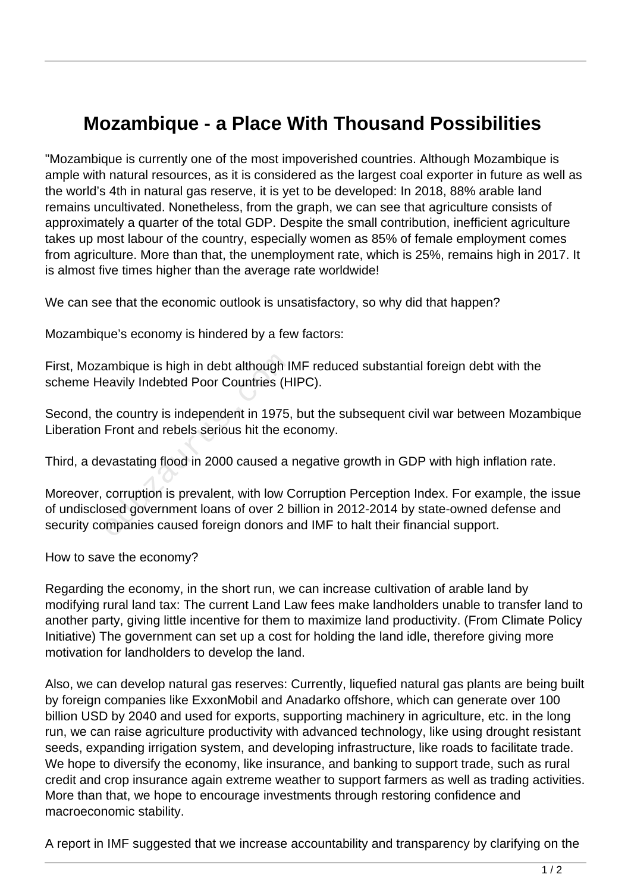# Mozambique - a Place With Thousand Possibilities

"Mozambique is currently one of the most impoverished countries. Although Mozambique is ample with natural resources, as it is considered as the largest coal exporter in future as well as the world's 4th in natural gas reserve, it is yet to be developed: In 2018, 88% arable land remains uncultivated. Nonetheless, from the graph, we can see that agriculture consists of approximately a quarter of the total GDP. Despite the small contribution, inefficient agriculture takes up most labour of the country, especially women as 85% of female employment comes from agriculture. More than that, the unemployment rate, which is 25%, remains high in 2017. It is almost five times higher than the average rate worldwide!

We can see that the economic outlook is unsatisfactory, so why did that happen?

Mozambique's economy is hindered by a few factors:

First, Mozambique is high in debt although IMF reduced substantial foreign debt with the scheme Heavily Indebted Poor Countries (HIPC).

Second, the country is independent in 1975, but the subsequent civil war between Mozambique Liberation Front and rebels serious hit the economy.

Third, a devastating flood in 2000 caused a negative growth in GDP with high inflation rate.

Moreover, corruption is prevalent, with low Corruption Perception Index. For example, the issue of undisclosed government loans of over 2 billion in 2012-2014 by state-owned defense and security companies caused foreign donors and IMF to halt their financial support.

How to save the economy?

Regarding the economy, in the short run, we can increase cultivation of arable land by modifying rural land tax: The current Land Law fees make landholders unable to transfer land to another party, giving little incentive for them to maximize land productivity. (From Climate Policy Initiative) The government can set up a cost for holding the land idle, therefore giving more motivation for landholders to develop the land.

Also, we can develop natural gas reserves: Currently, liquefied natural gas plants are being built by foreign companies like ExxonMobil and Anadarko offshore, which can generate over 100 billion USD by 2040 and used for exports, supporting machinery in agriculture, etc. in the long run, we can raise agriculture productivity with advanced technology, like using drought resistant seeds, expanding irrigation system, and developing infrastructure, like roads to facilitate trade. We hope to diversify the economy, like insurance, and banking to support trade, such as rural credit and crop insurance again extreme weather to support farmers as well as trading activities. More than that, we hope to encourage investments through restoring confidence and macroeconomic stability.

A report in IMF suggested that we increase accountability and transparency by clarifying on the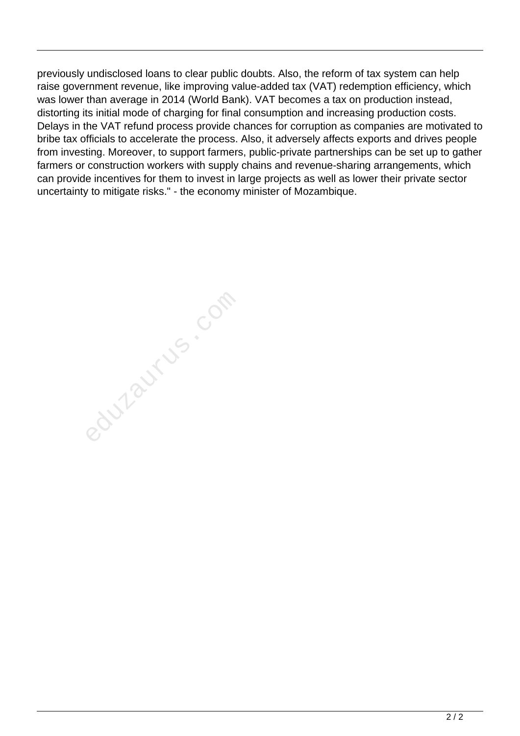previously undisclosed loans to clear public doubts. Also, the reform of tax system can help raise government revenue, like improving value-added tax (VAT) redemption efficiency, which was lower than average in 2014 (World Bank). VAT becomes a tax on production instead, distorting its initial mode of charging for final consumption and increasing production costs. Delays in the VAT refund process provide chances for corruption as companies are motivated to bribe tax officials to accelerate the process. Also, it adversely affects exports and drives people from investing. Moreover, to support farmers, public-private partnerships can be set up to gather farmers or construction workers with supply chains and revenue-sharing arrangements, which can provide incentives for them to invest in large projects as well as lower their private sector uncertainty to mitigate risks." - the economy minister of Mozambique.